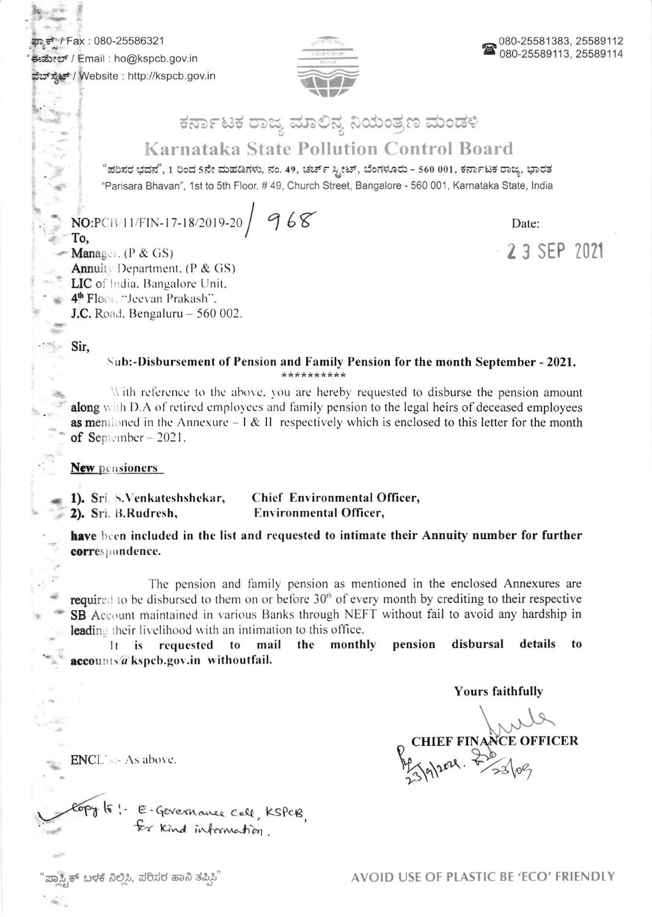ಫ್ಯಾಕ್ಸ್ / Fax : 080-25586321
ಈಮೇಲ್ / Email : ho@kspcb.gov.in
ವೆಬ್‌ಸೈಟ್ / Website : http://kspcb.gov.in

080-25581383, 25589112
080-25589113, 25589114

# ಕರ್ನಾಟಕ ರಾಜ್ಯ ಮಾಲಿನ್ಯ ನಿಯಂತ್ರಣ ಮಂಡಳಿ

## Karnataka State Pollution Control Board

"ಪರಿಸರ ಭವನ", 1 ರಿಂದ 5ನೇ ಮಹಡಿಗಳು, ನಂ. 49, ಚರ್ಚ್ ಸ್ಟ್ರೀಟ್, ಬೆಂಗಳೂರು - 560 001, ಕರ್ನಾಟಕ ರಾಜ್ಯ, ಭಾರತ

"Parisara Bhavan", 1st to 5th Floor, # 49, Church Street, Bangalore - 560 001, Karnataka State, India

NO:PCB/11/FIN-17-18/2019-20 / 968

Date: 23 SEP 2021

To,
Manager. (P & GS)
Annuity Department. (P & GS)
LIC of India, Bangalore Unit,
4th Floor, "Jeevan Prakash",
J.C. Road, Bengaluru – 560 002.

Sir,

**Sub:-Disbursement of Pension and Family Pension for the month September - 2021.**

**********

With reference to the above, you are hereby requested to disburse the pension amount along with D.A of retired employees and family pension to the legal heirs of deceased employees as mentioned in the Annexure – I & II respectively which is enclosed to this letter for the month of September – 2021.

**New pensioners**

**1). Sri. S.Venkateshshekar, Chief Environmental Officer,**
**2). Sri. B.Rudresh, Environmental Officer,**

**have been included in the list and requested to intimate their Annuity number for further correspondence.**

The pension and family pension as mentioned in the enclosed Annexures are required to be disbursed to them on or before 30th of every month by crediting to their respective SB Account maintained in various Banks through NEFT without fail to avoid any hardship in leading their livelihood with an intimation to this office.

It is requested to mail the monthly pension disbursal details to accounts@kspcb.gov.in withoutfail.

Yours faithfully

**CHIEF FINANCE OFFICER**

23/9/2021. 23/09

ENCL:- As above.

Copy to :- E-Governance Cell, KSPCB, for kind information.

"ಪ್ಲಾಸ್ಟಿಕ್ ಬಳಕೆ ನಿಲ್ಲಿಸಿ, ಪರಿಸರ ಹಾನಿ ತಪ್ಪಿಸಿ"

AVOID USE OF PLASTIC BE 'ECO' FRIENDLY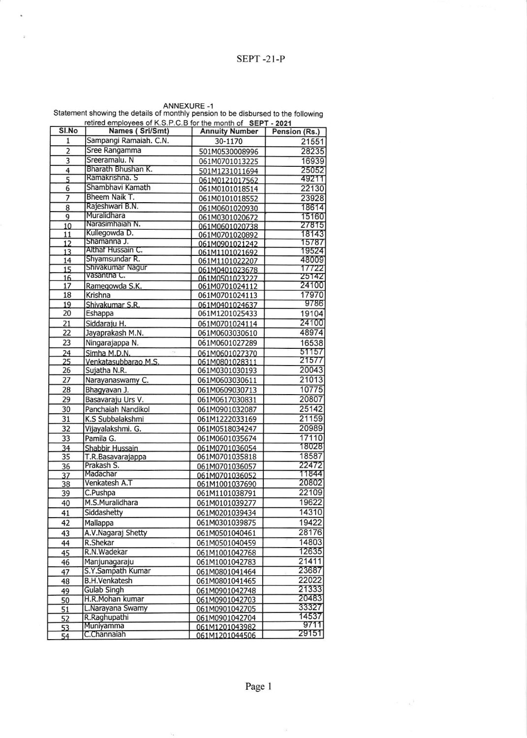SEPT -21-P

ANNEXURE -1

Statement showing the details of monthly pension to be disbursed to the following retired employees of K.S.P.C.B for the month of **SEPT - 2021**

| Sl.No | Names ( Sri/Smt) | Annuity Number | Pension (Rs.) |
|---|---|---|---|
| 1 | Sampangi Ramaiah. C.N. | 30-1170 | 21551 |
| 2 | Sree Rangamma | 501M0530008996 | 28235 |
| 3 | Sreeramalu. N | 061M0701013225 | 16939 |
| 4 | Bharath Bhushan K. | 501M1231011694 | 25052 |
| 5 | Ramakrishna. S | 061M0121017562 | 49211 |
| 6 | Shambhavi Kamath | 061M0101018514 | 22130 |
| 7 | Bheem Naik T. | 061M0101018552 | 23928 |
| 8 | Rajeshwari B.N. | 061M0601020930 | 18614 |
| 9 | Muralidhara | 061M0301020672 | 15160 |
| 10 | Narasimhaiah N. | 061M0601020738 | 27815 |
| 11 | Kullegowda D. | 061M0701020892 | 18143 |
| 12 | Shamanna J. | 061M0901021242 | 15787 |
| 13 | Althaf Hussain C. | 061M1101021692 | 19524 |
| 14 | Shyamsundar R. | 061M1101022207 | 48009 |
| 15 | Shivakumar Nagur | 061M0401023678 | 17722 |
| 16 | Vasantha C. | 061M0501023227 | 25142 |
| 17 | Ramegowda S.K. | 061M0701024112 | 24100 |
| 18 | Krishna | 061M0701024113 | 17970 |
| 19 | Shivakumar S.R. | 061M0401024637 | 9786 |
| 20 | Eshappa | 061M1201025433 | 19104 |
| 21 | Siddaraju H. | 061M0701024114 | 24100 |
| 22 | Jayaprakash M.N. | 061M0603030610 | 48974 |
| 23 | Ningarajappa N. | 061M0601027289 | 16538 |
| 24 | Simha M.D.N. | 061M0601027370 | 51157 |
| 25 | Venkatasubbarao M.S. | 061M0801028311 | 21577 |
| 26 | Sujatha N.R. | 061M0301030193 | 20043 |
| 27 | Narayanaswamy C. | 061M0603030611 | 21013 |
| 28 | Bhagyavan J. | 061M0609030713 | 10775 |
| 29 | Basavaraju Urs V. | 061M0617030831 | 20807 |
| 30 | Panchaiah Nandikol | 061M0901032087 | 25142 |
| 31 | K.S Subbalakshmi | 061M1222033169 | 21159 |
| 32 | Vijayalakshmi. G. | 061M0518034247 | 20989 |
| 33 | Pamila G. | 061M0601035674 | 17110 |
| 34 | Shabbir Hussain | 061M0701036054 | 18028 |
| 35 | T.R.Basavarajappa | 061M0701035818 | 18587 |
| 36 | Prakash S. | 061M0701036057 | 22472 |
| 37 | Madachar | 061M0701036052 | 11844 |
| 38 | Venkatesh A.T | 061M1001037690 | 20802 |
| 39 | C.Pushpa | 061M1101038791 | 22109 |
| 40 | M.S.Muralidhara | 061M0101039277 | 19622 |
| 41 | Siddashetty | 061M0201039434 | 14310 |
| 42 | Mallappa | 061M0301039875 | 19422 |
| 43 | A.V.Nagaraj Shetty | 061M0501040461 | 28176 |
| 44 | R.Shekar | 061M0501040459 | 14803 |
| 45 | R.N.Wadekar | 061M1001042768 | 12635 |
| 46 | Manjunagaraju | 061M1001042783 | 21411 |
| 47 | S.Y.Sampath Kumar | 061M0801041464 | 23687 |
| 48 | B.H.Venkatesh | 061M0801041465 | 22022 |
| 49 | Gulab Singh | 061M0901042748 | 21333 |
| 50 | H.R.Mohan kumar | 061M0901042703 | 20483 |
| 51 | L.Narayana Swamy | 061M0901042705 | 33327 |
| 52 | R.Raghupathi | 061M0901042704 | 14537 |
| 53 | Muniyamma | 061M1201043982 | 9711 |
| 54 | C.Channaiah | 061M1201044506 | 29151 |